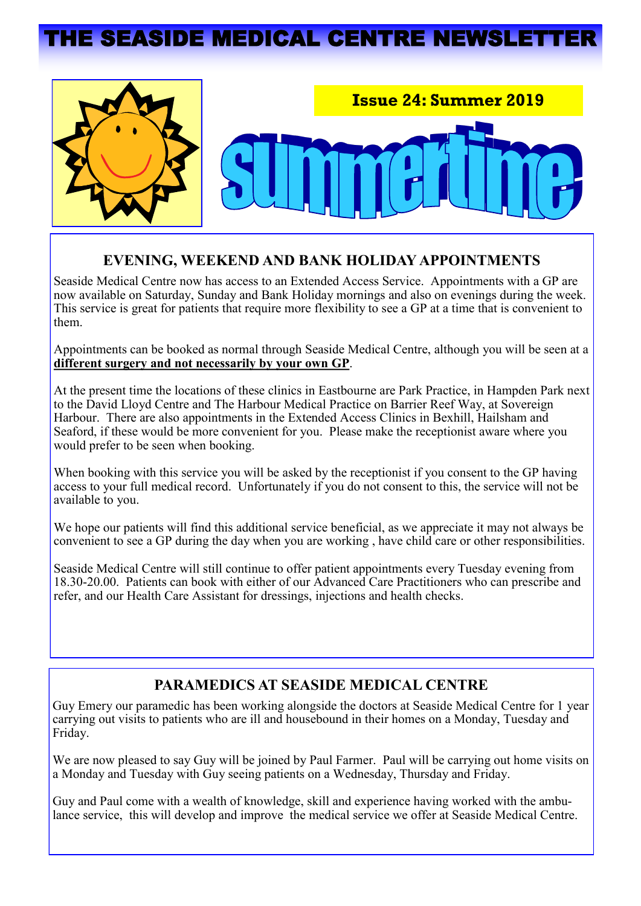# THE SEASIDE MEDICAL CENTRE NEWSLETTER

**Issue 24: Summer 2019**

summertime

## EVENING, WEEKEND AND BANK HOLIDAY APPOINTMENTS

Seaside Medical Centre now has access to an Extended Access Service. Appointments with a GP are now available on Saturday, Sunday and Bank Holiday mornings and also on evenings during the week. This service is great for patients that require more flexibility to see a GP at a time that is convenient to them.

Appointments can be booked as normal through Seaside Medical Centre, although you will be seen at a **different surgery and not necessarily by your own GP**.

At the present time the locations of these clinics in Eastbourne are Park Practice, in Hampden Park next to the David Lloyd Centre and The Harbour Medical Practice on Barrier Reef Way, at Sovereign Harbour. There are also appointments in the Extended Access Clinics in Bexhill, Hailsham and Seaford, if these would be more convenient for you. Please make the receptionist aware where you would prefer to be seen when booking.

When booking with this service you will be asked by the receptionist if you consent to the GP having access to your full medical record. Unfortunately if you do not consent to this, the service will not be available to you.

We hope our patients will find this additional service beneficial, as we appreciate it may not always be convenient to see a GP during the day when you are working , have child care or other responsibilities.

Seaside Medical Centre will still continue to offer patient appointments every Tuesday evening from 18.30-20.00. Patients can book with either of our Advanced Care Practitioners who can prescribe and refer, and our Health Care Assistant for dressings, injections and health checks.

## PARAMEDICS AT SEASIDE MEDICAL CENTRE

Guy Emery our paramedic has been working alongside the doctors at Seaside Medical Centre for 1 year carrying out visits to patients who are ill and housebound in their homes on a Monday, Tuesday and Friday.

We are now pleased to say Guy will be joined by Paul Farmer. Paul will be carrying out home visits on a Monday and Tuesday with Guy seeing patients on a Wednesday, Thursday and Friday.

Guy and Paul come with a wealth of knowledge, skill and experience having worked with the ambulance service, this will develop and improve the medical service we offer at Seaside Medical Centre.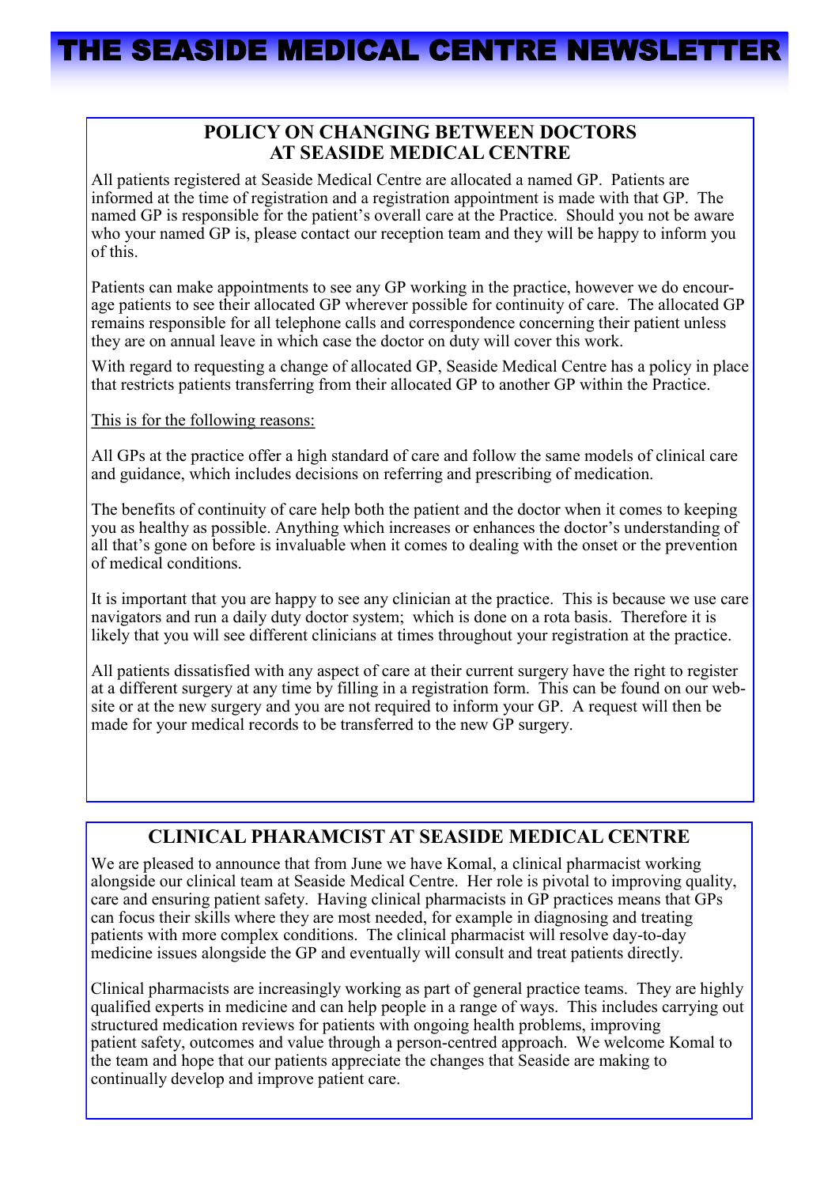# THE SEASIDE MEDICAL CENTRE NEWSLETTER

## POLICY ON CHANGING BETWEEN DOCTORS AT SEASIDE MEDICAL CENTRE

All patients registered at Seaside Medical Centre are allocated a named GP. Patients are informed at the time of registration and a registration appointment is made with that GP. The named GP is responsible for the patient's overall care at the Practice. Should you not be aware who your named GP is, please contact our reception team and they will be happy to inform you of this.

Patients can make appointments to see any GP working in the practice, however we do encourage patients to see their allocated GP wherever possible for continuity of care. The allocated GP remains responsible for all telephone calls and correspondence concerning their patient unless they are on annual leave in which case the doctor on duty will cover this work.

With regard to requesting a change of allocated GP, Seaside Medical Centre has a policy in place that restricts patients transferring from their allocated GP to another GP within the Practice.

This is for the following reasons:

All GPs at the practice offer a high standard of care and follow the same models of clinical care and guidance, which includes decisions on referring and prescribing of medication.

The benefits of continuity of care help both the patient and the doctor when it comes to keeping you as healthy as possible. Anything which increases or enhances the doctor's understanding of all that's gone on before is invaluable when it comes to dealing with the onset or the prevention of medical conditions.

It is important that you are happy to see any clinician at the practice. This is because we use care navigators and run a daily duty doctor system; which is done on a rota basis. Therefore it is likely that you will see different clinicians at times throughout your registration at the practice.

All patients dissatisfied with any aspect of care at their current surgery have the right to register at a different surgery at any time by filling in a registration form. This can be found on our website or at the new surgery and you are not required to inform your GP. A request will then be made for your medical records to be transferred to the new GP surgery.

## CLINICAL PHARAMCIST AT SEASIDE MEDICAL CENTRE

We are pleased to announce that from June we have Komal, a clinical pharmacist working alongside our clinical team at Seaside Medical Centre. Her role is pivotal to improving quality, care and ensuring patient safety. Having clinical pharmacists in GP practices means that GPs can focus their skills where they are most needed, for example in diagnosing and treating patients with more complex conditions. The clinical pharmacist will resolve day-to-day medicine issues alongside the GP and eventually will consult and treat patients directly.

Clinical pharmacists are increasingly working as part of general practice teams. They are highly qualified experts in medicine and can help people in a range of ways. This includes carrying out structured medication reviews for patients with ongoing health problems, improving patient safety, outcomes and value through a person-centred approach. We welcome Komal to the team and hope that our patients appreciate the changes that Seaside are making to continually develop and improve patient care.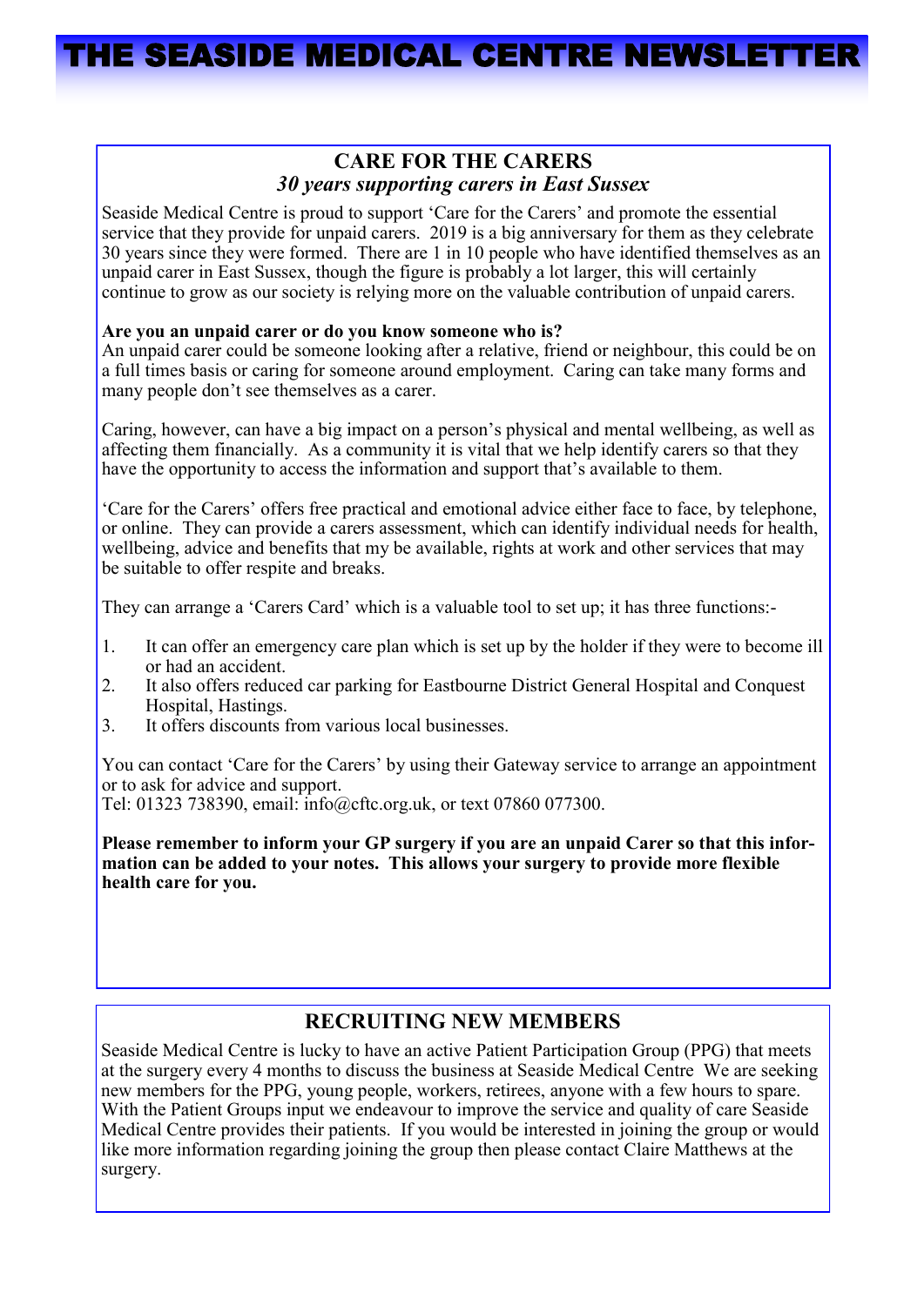# THE SEASIDE MEDICAL CENTRE NEWSLETTER

## CARE FOR THE CARERS

***30 years supporting carers in East Sussex***

Seaside Medical Centre is proud to support 'Care for the Carers' and promote the essential service that they provide for unpaid carers. 2019 is a big anniversary for them as they celebrate 30 years since they were formed. There are 1 in 10 people who have identified themselves as an unpaid carer in East Sussex, though the figure is probably a lot larger, this will certainly continue to grow as our society is relying more on the valuable contribution of unpaid carers.

**Are you an unpaid carer or do you know someone who is?**
An unpaid carer could be someone looking after a relative, friend or neighbour, this could be on a full times basis or caring for someone around employment. Caring can take many forms and many people don't see themselves as a carer.

Caring, however, can have a big impact on a person's physical and mental wellbeing, as well as affecting them financially. As a community it is vital that we help identify carers so that they have the opportunity to access the information and support that's available to them.

'Care for the Carers' offers free practical and emotional advice either face to face, by telephone, or online. They can provide a carers assessment, which can identify individual needs for health, wellbeing, advice and benefits that my be available, rights at work and other services that may be suitable to offer respite and breaks.

They can arrange a 'Carers Card' which is a valuable tool to set up; it has three functions:-

1. It can offer an emergency care plan which is set up by the holder if they were to become ill or had an accident.
2. It also offers reduced car parking for Eastbourne District General Hospital and Conquest Hospital, Hastings.
3. It offers discounts from various local businesses.

You can contact 'Care for the Carers' by using their Gateway service to arrange an appointment or to ask for advice and support.
Tel: 01323 738390, email: info@cftc.org.uk, or text 07860 077300.

**Please remember to inform your GP surgery if you are an unpaid Carer so that this information can be added to your notes. This allows your surgery to provide more flexible health care for you.**

## RECRUITING NEW MEMBERS

Seaside Medical Centre is lucky to have an active Patient Participation Group (PPG) that meets at the surgery every 4 months to discuss the business at Seaside Medical Centre We are seeking new members for the PPG, young people, workers, retirees, anyone with a few hours to spare. With the Patient Groups input we endeavour to improve the service and quality of care Seaside Medical Centre provides their patients. If you would be interested in joining the group or would like more information regarding joining the group then please contact Claire Matthews at the surgery.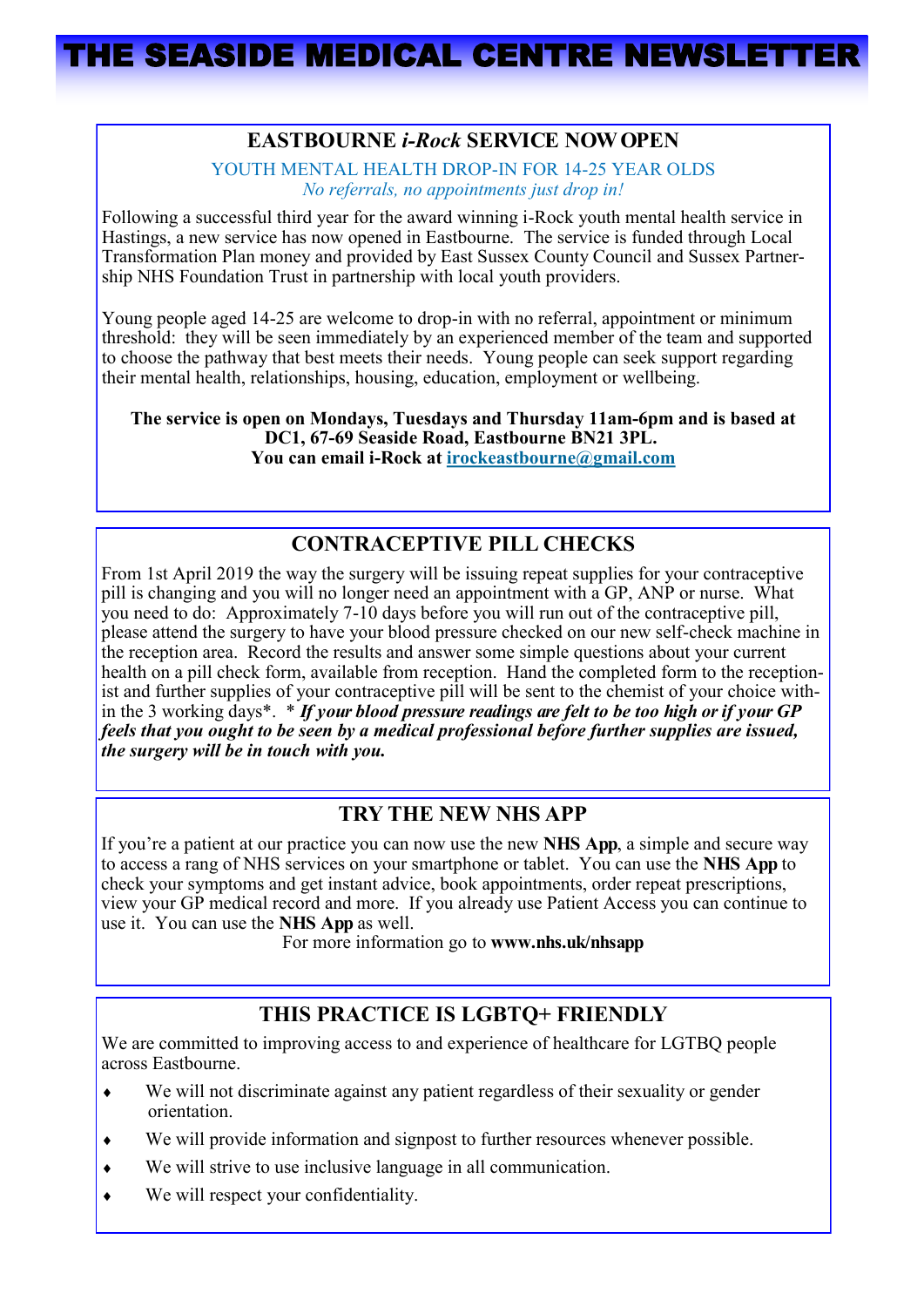# THE SEASIDE MEDICAL CENTRE NEWSLETTER

## EASTBOURNE *i-Rock* SERVICE NOW OPEN

YOUTH MENTAL HEALTH DROP-IN FOR 14-25 YEAR OLDS

*No referrals, no appointments just drop in!*

Following a successful third year for the award winning i-Rock youth mental health service in Hastings, a new service has now opened in Eastbourne. The service is funded through Local Transformation Plan money and provided by East Sussex County Council and Sussex Partnership NHS Foundation Trust in partnership with local youth providers.

Young people aged 14-25 are welcome to drop-in with no referral, appointment or minimum threshold: they will be seen immediately by an experienced member of the team and supported to choose the pathway that best meets their needs. Young people can seek support regarding their mental health, relationships, housing, education, employment or wellbeing.

**The service is open on Mondays, Tuesdays and Thursday 11am-6pm and is based at DC1, 67-69 Seaside Road, Eastbourne BN21 3PL.**
**You can email i-Rock at irockeastbourne@gmail.com**

## CONTRACEPTIVE PILL CHECKS

From 1st April 2019 the way the surgery will be issuing repeat supplies for your contraceptive pill is changing and you will no longer need an appointment with a GP, ANP or nurse. What you need to do: Approximately 7-10 days before you will run out of the contraceptive pill, please attend the surgery to have your blood pressure checked on our new self-check machine in the reception area. Record the results and answer some simple questions about your current health on a pill check form, available from reception. Hand the completed form to the receptionist and further supplies of your contraceptive pill will be sent to the chemist of your choice within the 3 working days*. * ***If your blood pressure readings are felt to be too high or if your GP feels that you ought to be seen by a medical professional before further supplies are issued, the surgery will be in touch with you.***

## TRY THE NEW NHS APP

If you're a patient at our practice you can now use the new **NHS App**, a simple and secure way to access a rang of NHS services on your smartphone or tablet. You can use the **NHS App** to check your symptoms and get instant advice, book appointments, order repeat prescriptions, view your GP medical record and more. If you already use Patient Access you can continue to use it. You can use the **NHS App** as well.

For more information go to **www.nhs.uk/nhsapp**

## THIS PRACTICE IS LGBTQ+ FRIENDLY

We are committed to improving access to and experience of healthcare for LGTBQ people across Eastbourne.

- We will not discriminate against any patient regardless of their sexuality or gender orientation.
- We will provide information and signpost to further resources whenever possible.
- We will strive to use inclusive language in all communication.
- We will respect your confidentiality.